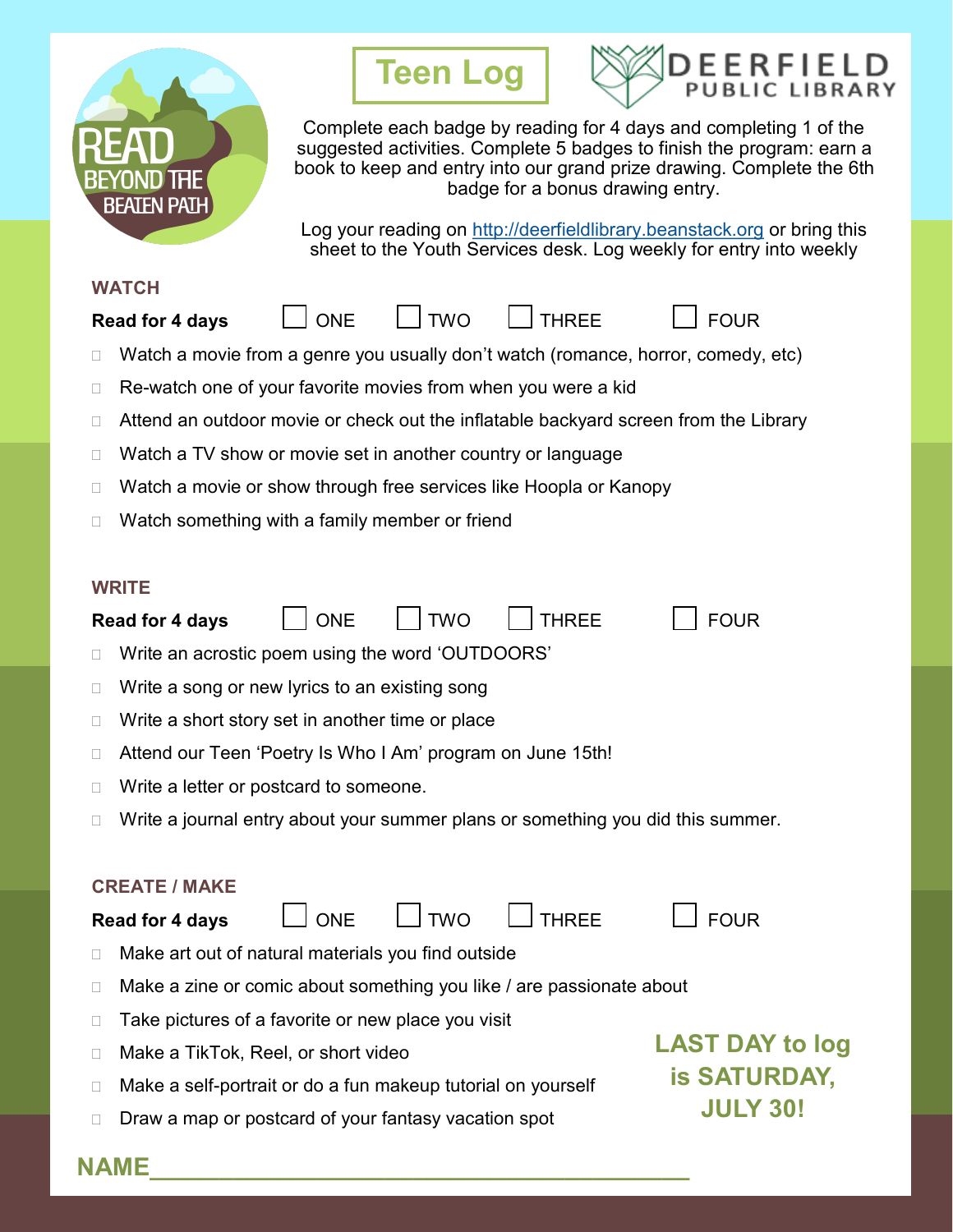READ BEYOND THE BEATEN PATH

# Teen Log

DEERFIELD PUBLIC LIBRARY

Complete each badge by reading for 4 days and completing 1 of the suggested activities. Complete 5 badges to finish the program: earn a book to keep and entry into our grand prize drawing. Complete the 6th badge for a bonus drawing entry.

Log your reading on http://deerfieldlibrary.beanstack.org or bring this sheet to the Youth Services desk. Log weekly for entry into weekly

## WATCH

**Read for 4 days** ☐ ONE ☐ TWO ☐ THREE ☐ FOUR

- ☐ Watch a movie from a genre you usually don't watch (romance, horror, comedy, etc)
- ☐ Re-watch one of your favorite movies from when you were a kid
- ☐ Attend an outdoor movie or check out the inflatable backyard screen from the Library
- ☐ Watch a TV show or movie set in another country or language
- ☐ Watch a movie or show through free services like Hoopla or Kanopy
- ☐ Watch something with a family member or friend

## WRITE

**Read for 4 days** ☐ ONE ☐ TWO ☐ THREE ☐ FOUR

- ☐ Write an acrostic poem using the word 'OUTDOORS'
- ☐ Write a song or new lyrics to an existing song
- ☐ Write a short story set in another time or place
- ☐ Attend our Teen 'Poetry Is Who I Am' program on June 15th!
- ☐ Write a letter or postcard to someone.
- ☐ Write a journal entry about your summer plans or something you did this summer.

## CREATE / MAKE

**Read for 4 days** ☐ ONE ☐ TWO ☐ THREE ☐ FOUR

- ☐ Make art out of natural materials you find outside
- ☐ Make a zine or comic about something you like / are passionate about
- ☐ Take pictures of a favorite or new place you visit
- ☐ Make a TikTok, Reel, or short video
- ☐ Make a self-portrait or do a fun makeup tutorial on yourself
- ☐ Draw a map or postcard of your fantasy vacation spot

**LAST DAY to log is SATURDAY, JULY 30!**

**NAME**\_\_\_\_\_\_\_\_\_\_\_\_\_\_\_\_\_\_\_\_\_\_\_\_\_\_\_\_\_\_\_\_\_\_\_\_\_\_\_\_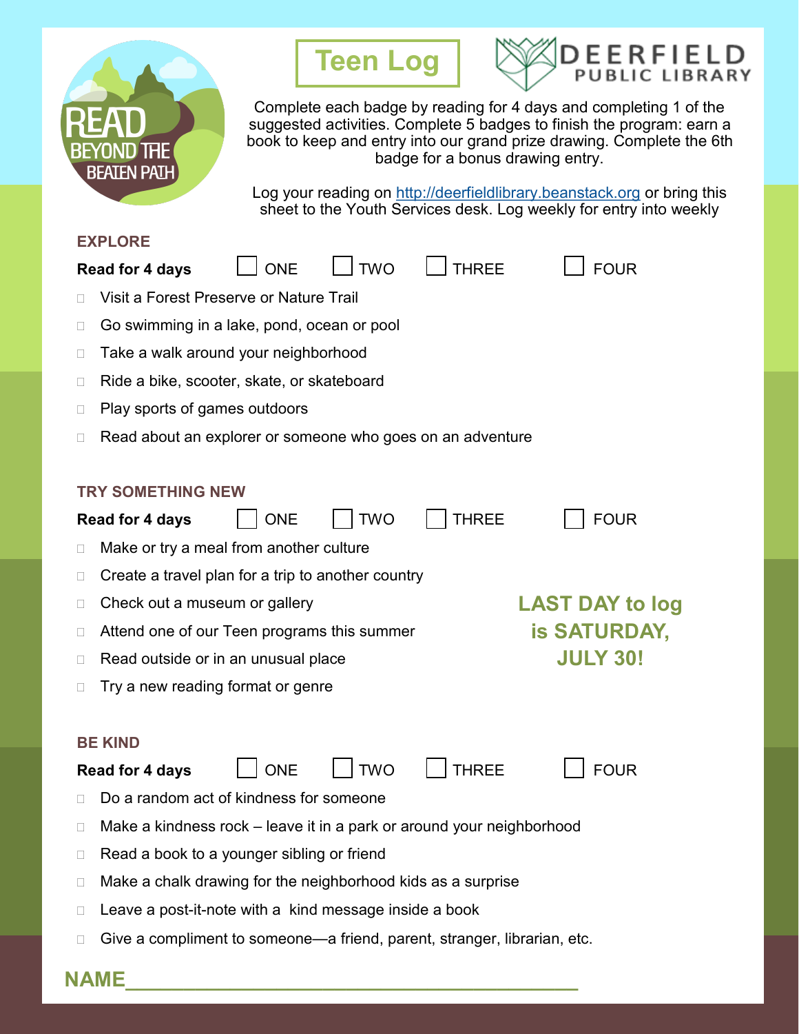# Teen Log

READ BEYOND THE BEATEN PATH

DEERFIELD PUBLIC LIBRARY

Complete each badge by reading for 4 days and completing 1 of the suggested activities. Complete 5 badges to finish the program: earn a book to keep and entry into our grand prize drawing. Complete the 6th badge for a bonus drawing entry.

Log your reading on http://deerfieldlibrary.beanstack.org or bring this sheet to the Youth Services desk. Log weekly for entry into weekly

## EXPLORE

**Read for 4 days** ☐ ONE ☐ TWO ☐ THREE ☐ FOUR

- ☐ Visit a Forest Preserve or Nature Trail
- ☐ Go swimming in a lake, pond, ocean or pool
- ☐ Take a walk around your neighborhood
- ☐ Ride a bike, scooter, skate, or skateboard
- ☐ Play sports of games outdoors
- ☐ Read about an explorer or someone who goes on an adventure

## TRY SOMETHING NEW

**Read for 4 days** ☐ ONE ☐ TWO ☐ THREE ☐ FOUR

- ☐ Make or try a meal from another culture
- ☐ Create a travel plan for a trip to another country
- ☐ Check out a museum or gallery
- ☐ Attend one of our Teen programs this summer
- ☐ Read outside or in an unusual place
- ☐ Try a new reading format or genre

**LAST DAY to log is SATURDAY, JULY 30!**

## BE KIND

**Read for 4 days** ☐ ONE ☐ TWO ☐ THREE ☐ FOUR

- ☐ Do a random act of kindness for someone
- ☐ Make a kindness rock – leave it in a park or around your neighborhood
- ☐ Read a book to a younger sibling or friend
- ☐ Make a chalk drawing for the neighborhood kids as a surprise
- ☐ Leave a post-it-note with a kind message inside a book
- ☐ Give a compliment to someone—a friend, parent, stranger, librarian, etc.

**NAME**_______________________________________